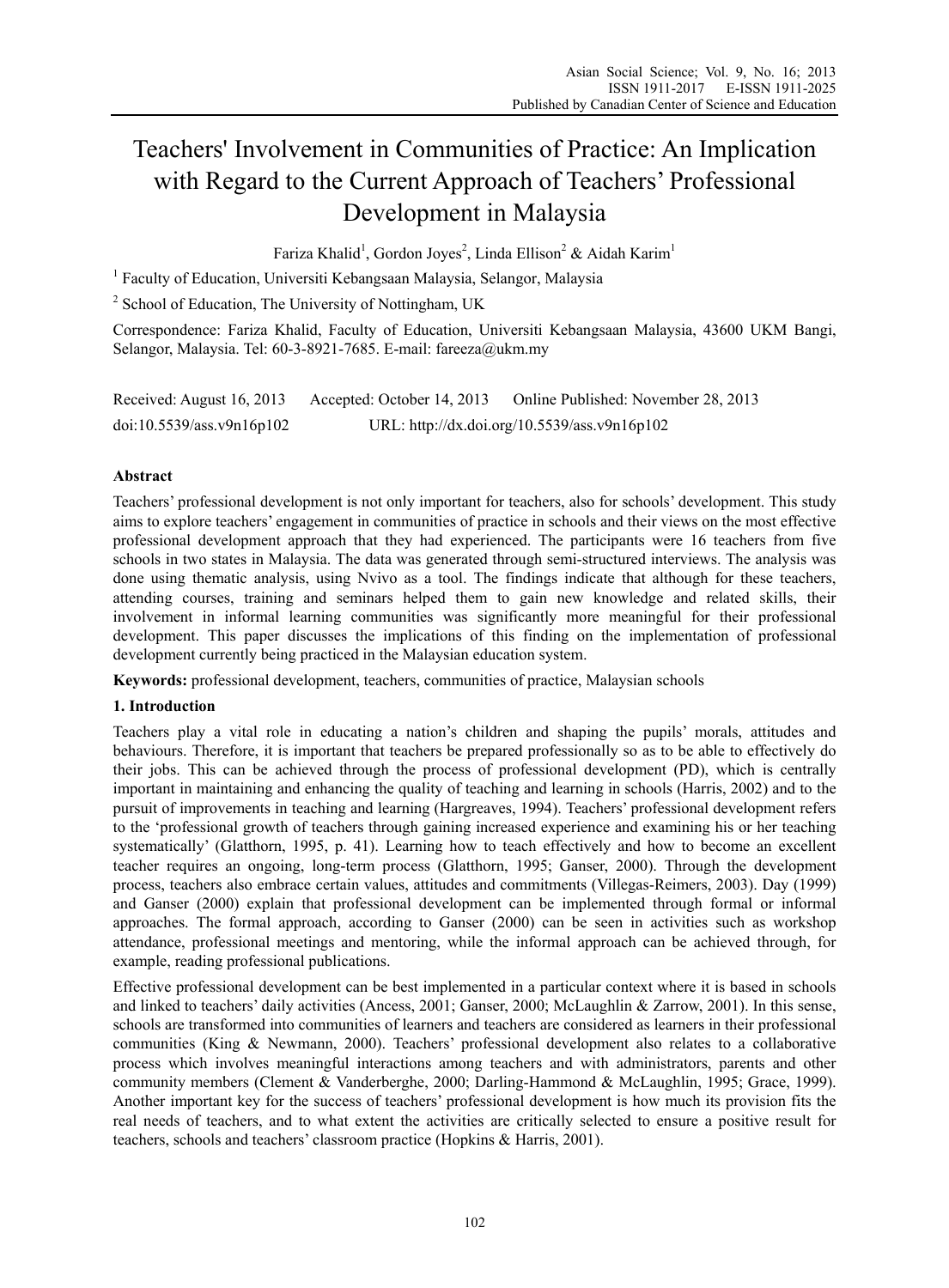# Teachers' Involvement in Communities of Practice: An Implication with Regard to the Current Approach of Teachers' Professional Development in Malaysia

Fariza Khalid[1], Gordon Joyes[2], Linda Ellison[2] & Aidah Karim[1]

[1] Faculty of Education, Universiti Kebangsaan Malaysia, Selangor, Malaysia

[2] School of Education, The University of Nottingham, UK

Correspondence: Fariza Khalid, Faculty of Education, Universiti Kebangsaan Malaysia, 43600 UKM Bangi, Selangor, Malaysia. Tel: 60-3-8921-7685. E-mail: fareeza@ukm.my

Received: August 16, 2013 Accepted: October 14, 2013 Online Published: November 28, 2013

doi:10.5539/ass.v9n16p102 URL: http://dx.doi.org/10.5539/ass.v9n16p102

## Abstract

Teachers' professional development is not only important for teachers, also for schools' development. This study aims to explore teachers' engagement in communities of practice in schools and their views on the most effective professional development approach that they had experienced. The participants were 16 teachers from five schools in two states in Malaysia. The data was generated through semi-structured interviews. The analysis was done using thematic analysis, using Nvivo as a tool. The findings indicate that although for these teachers, attending courses, training and seminars helped them to gain new knowledge and related skills, their involvement in informal learning communities was significantly more meaningful for their professional development. This paper discusses the implications of this finding on the implementation of professional development currently being practiced in the Malaysian education system.

**Keywords:** professional development, teachers, communities of practice, Malaysian schools

## 1. Introduction

Teachers play a vital role in educating a nation's children and shaping the pupils' morals, attitudes and behaviours. Therefore, it is important that teachers be prepared professionally so as to be able to effectively do their jobs. This can be achieved through the process of professional development (PD), which is centrally important in maintaining and enhancing the quality of teaching and learning in schools (Harris, 2002) and to the pursuit of improvements in teaching and learning (Hargreaves, 1994). Teachers' professional development refers to the 'professional growth of teachers through gaining increased experience and examining his or her teaching systematically' (Glatthorn, 1995, p. 41). Learning how to teach effectively and how to become an excellent teacher requires an ongoing, long-term process (Glatthorn, 1995; Ganser, 2000). Through the development process, teachers also embrace certain values, attitudes and commitments (Villegas-Reimers, 2003). Day (1999) and Ganser (2000) explain that professional development can be implemented through formal or informal approaches. The formal approach, according to Ganser (2000) can be seen in activities such as workshop attendance, professional meetings and mentoring, while the informal approach can be achieved through, for example, reading professional publications.

Effective professional development can be best implemented in a particular context where it is based in schools and linked to teachers' daily activities (Ancess, 2001; Ganser, 2000; McLaughlin & Zarrow, 2001). In this sense, schools are transformed into communities of learners and teachers are considered as learners in their professional communities (King & Newmann, 2000). Teachers' professional development also relates to a collaborative process which involves meaningful interactions among teachers and with administrators, parents and other community members (Clement & Vanderberghe, 2000; Darling-Hammond & McLaughlin, 1995; Grace, 1999). Another important key for the success of teachers' professional development is how much its provision fits the real needs of teachers, and to what extent the activities are critically selected to ensure a positive result for teachers, schools and teachers' classroom practice (Hopkins & Harris, 2001).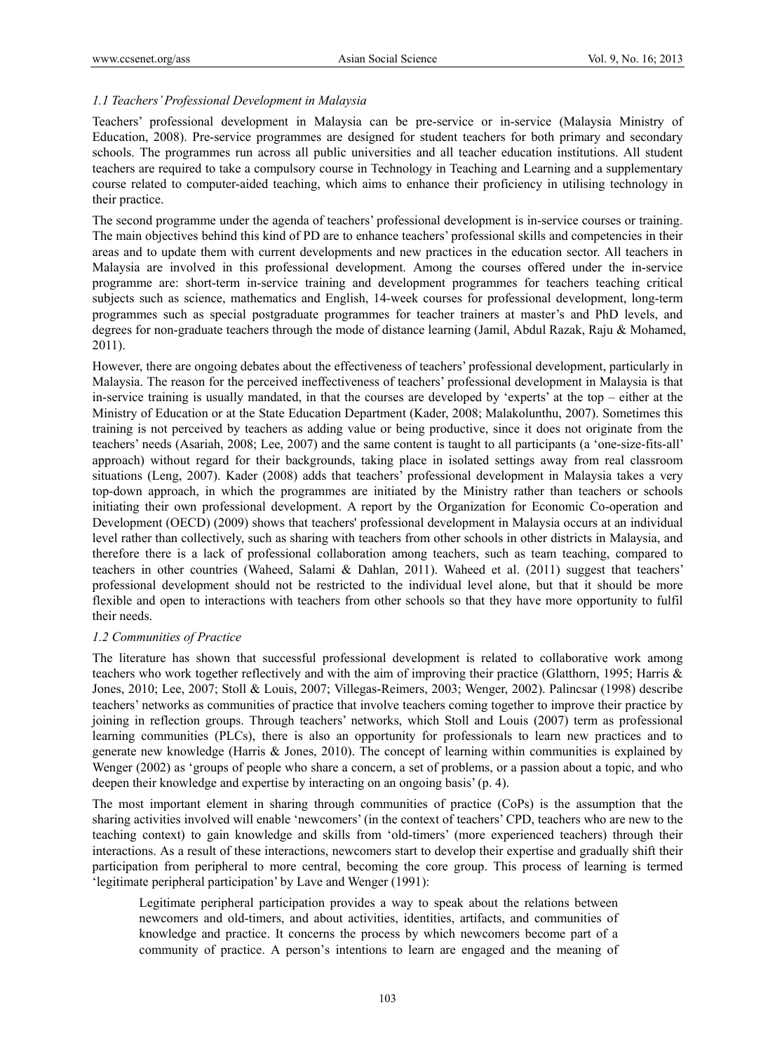### *1.1 Teachers' Professional Development in Malaysia*

Teachers' professional development in Malaysia can be pre-service or in-service (Malaysia Ministry of Education, 2008). Pre-service programmes are designed for student teachers for both primary and secondary schools. The programmes run across all public universities and all teacher education institutions. All student teachers are required to take a compulsory course in Technology in Teaching and Learning and a supplementary course related to computer-aided teaching, which aims to enhance their proficiency in utilising technology in their practice.

The second programme under the agenda of teachers' professional development is in-service courses or training. The main objectives behind this kind of PD are to enhance teachers' professional skills and competencies in their areas and to update them with current developments and new practices in the education sector. All teachers in Malaysia are involved in this professional development. Among the courses offered under the in-service programme are: short-term in-service training and development programmes for teachers teaching critical subjects such as science, mathematics and English, 14-week courses for professional development, long-term programmes such as special postgraduate programmes for teacher trainers at master's and PhD levels, and degrees for non-graduate teachers through the mode of distance learning (Jamil, Abdul Razak, Raju & Mohamed, 2011).

However, there are ongoing debates about the effectiveness of teachers' professional development, particularly in Malaysia. The reason for the perceived ineffectiveness of teachers' professional development in Malaysia is that in-service training is usually mandated, in that the courses are developed by 'experts' at the top – either at the Ministry of Education or at the State Education Department (Kader, 2008; Malakolunthu, 2007). Sometimes this training is not perceived by teachers as adding value or being productive, since it does not originate from the teachers' needs (Asariah, 2008; Lee, 2007) and the same content is taught to all participants (a 'one-size-fits-all' approach) without regard for their backgrounds, taking place in isolated settings away from real classroom situations (Leng, 2007). Kader (2008) adds that teachers' professional development in Malaysia takes a very top-down approach, in which the programmes are initiated by the Ministry rather than teachers or schools initiating their own professional development. A report by the Organization for Economic Co-operation and Development (OECD) (2009) shows that teachers' professional development in Malaysia occurs at an individual level rather than collectively, such as sharing with teachers from other schools in other districts in Malaysia, and therefore there is a lack of professional collaboration among teachers, such as team teaching, compared to teachers in other countries (Waheed, Salami & Dahlan, 2011). Waheed et al. (2011) suggest that teachers' professional development should not be restricted to the individual level alone, but that it should be more flexible and open to interactions with teachers from other schools so that they have more opportunity to fulfil their needs.

### *1.2 Communities of Practice*

The literature has shown that successful professional development is related to collaborative work among teachers who work together reflectively and with the aim of improving their practice (Glatthorn, 1995; Harris & Jones, 2010; Lee, 2007; Stoll & Louis, 2007; Villegas-Reimers, 2003; Wenger, 2002). Palincsar (1998) describe teachers' networks as communities of practice that involve teachers coming together to improve their practice by joining in reflection groups. Through teachers' networks, which Stoll and Louis (2007) term as professional learning communities (PLCs), there is also an opportunity for professionals to learn new practices and to generate new knowledge (Harris & Jones, 2010). The concept of learning within communities is explained by Wenger (2002) as 'groups of people who share a concern, a set of problems, or a passion about a topic, and who deepen their knowledge and expertise by interacting on an ongoing basis' (p. 4).

The most important element in sharing through communities of practice (CoPs) is the assumption that the sharing activities involved will enable 'newcomers' (in the context of teachers' CPD, teachers who are new to the teaching context) to gain knowledge and skills from 'old-timers' (more experienced teachers) through their interactions. As a result of these interactions, newcomers start to develop their expertise and gradually shift their participation from peripheral to more central, becoming the core group. This process of learning is termed 'legitimate peripheral participation' by Lave and Wenger (1991):

> Legitimate peripheral participation provides a way to speak about the relations between newcomers and old-timers, and about activities, identities, artifacts, and communities of knowledge and practice. It concerns the process by which newcomers become part of a community of practice. A person's intentions to learn are engaged and the meaning of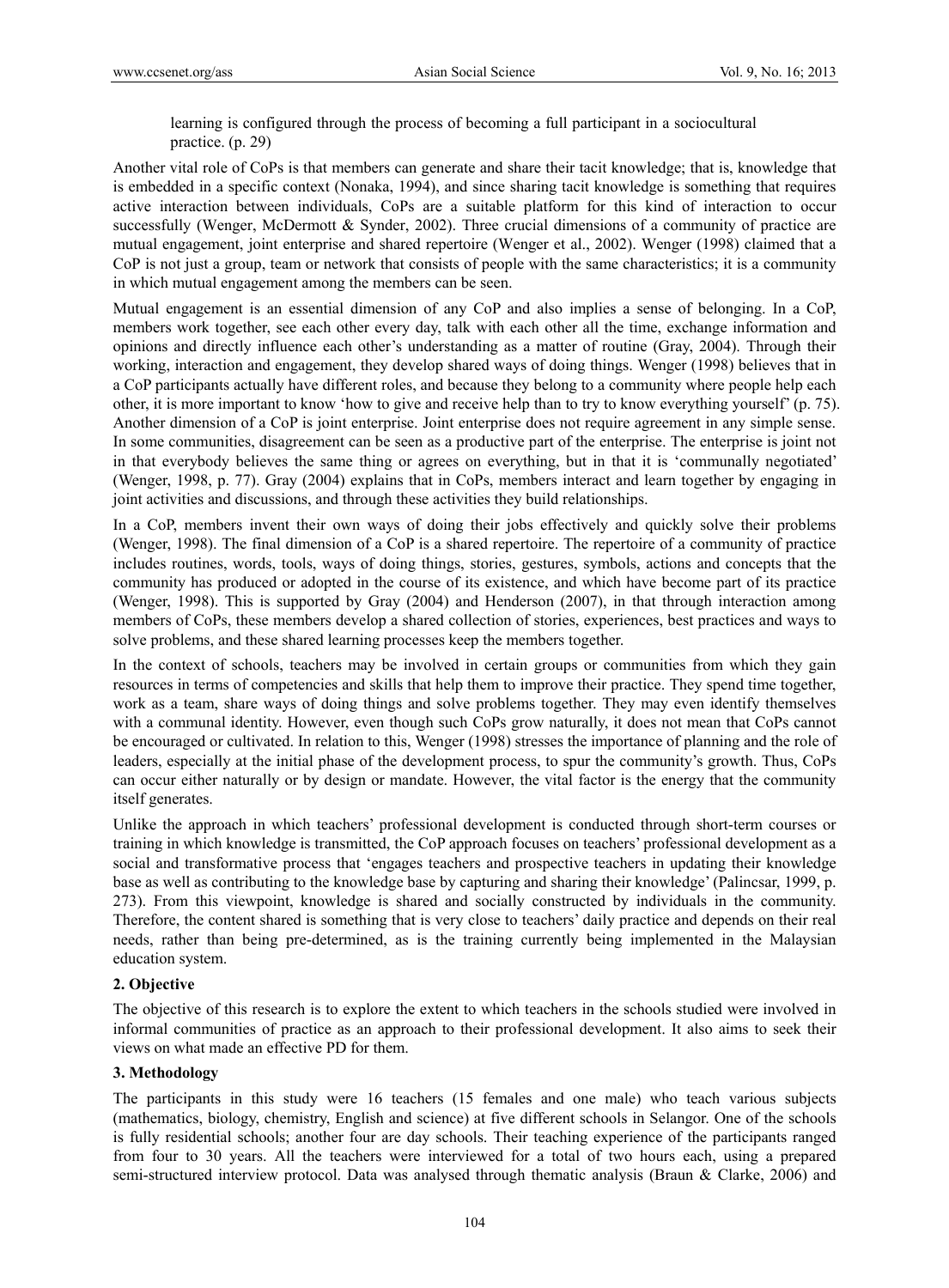learning is configured through the process of becoming a full participant in a sociocultural practice. (p. 29)

Another vital role of CoPs is that members can generate and share their tacit knowledge; that is, knowledge that is embedded in a specific context (Nonaka, 1994), and since sharing tacit knowledge is something that requires active interaction between individuals, CoPs are a suitable platform for this kind of interaction to occur successfully (Wenger, McDermott & Synder, 2002). Three crucial dimensions of a community of practice are mutual engagement, joint enterprise and shared repertoire (Wenger et al., 2002). Wenger (1998) claimed that a CoP is not just a group, team or network that consists of people with the same characteristics; it is a community in which mutual engagement among the members can be seen.

Mutual engagement is an essential dimension of any CoP and also implies a sense of belonging. In a CoP, members work together, see each other every day, talk with each other all the time, exchange information and opinions and directly influence each other's understanding as a matter of routine (Gray, 2004). Through their working, interaction and engagement, they develop shared ways of doing things. Wenger (1998) believes that in a CoP participants actually have different roles, and because they belong to a community where people help each other, it is more important to know 'how to give and receive help than to try to know everything yourself' (p. 75). Another dimension of a CoP is joint enterprise. Joint enterprise does not require agreement in any simple sense. In some communities, disagreement can be seen as a productive part of the enterprise. The enterprise is joint not in that everybody believes the same thing or agrees on everything, but in that it is 'communally negotiated' (Wenger, 1998, p. 77). Gray (2004) explains that in CoPs, members interact and learn together by engaging in joint activities and discussions, and through these activities they build relationships.

In a CoP, members invent their own ways of doing their jobs effectively and quickly solve their problems (Wenger, 1998). The final dimension of a CoP is a shared repertoire. The repertoire of a community of practice includes routines, words, tools, ways of doing things, stories, gestures, symbols, actions and concepts that the community has produced or adopted in the course of its existence, and which have become part of its practice (Wenger, 1998). This is supported by Gray (2004) and Henderson (2007), in that through interaction among members of CoPs, these members develop a shared collection of stories, experiences, best practices and ways to solve problems, and these shared learning processes keep the members together.

In the context of schools, teachers may be involved in certain groups or communities from which they gain resources in terms of competencies and skills that help them to improve their practice. They spend time together, work as a team, share ways of doing things and solve problems together. They may even identify themselves with a communal identity. However, even though such CoPs grow naturally, it does not mean that CoPs cannot be encouraged or cultivated. In relation to this, Wenger (1998) stresses the importance of planning and the role of leaders, especially at the initial phase of the development process, to spur the community's growth. Thus, CoPs can occur either naturally or by design or mandate. However, the vital factor is the energy that the community itself generates.

Unlike the approach in which teachers' professional development is conducted through short-term courses or training in which knowledge is transmitted, the CoP approach focuses on teachers' professional development as a social and transformative process that 'engages teachers and prospective teachers in updating their knowledge base as well as contributing to the knowledge base by capturing and sharing their knowledge' (Palincsar, 1999, p. 273). From this viewpoint, knowledge is shared and socially constructed by individuals in the community. Therefore, the content shared is something that is very close to teachers' daily practice and depends on their real needs, rather than being pre-determined, as is the training currently being implemented in the Malaysian education system.

## 2. Objective

The objective of this research is to explore the extent to which teachers in the schools studied were involved in informal communities of practice as an approach to their professional development. It also aims to seek their views on what made an effective PD for them.

## 3. Methodology

The participants in this study were 16 teachers (15 females and one male) who teach various subjects (mathematics, biology, chemistry, English and science) at five different schools in Selangor. One of the schools is fully residential schools; another four are day schools. Their teaching experience of the participants ranged from four to 30 years. All the teachers were interviewed for a total of two hours each, using a prepared semi-structured interview protocol. Data was analysed through thematic analysis (Braun & Clarke, 2006) and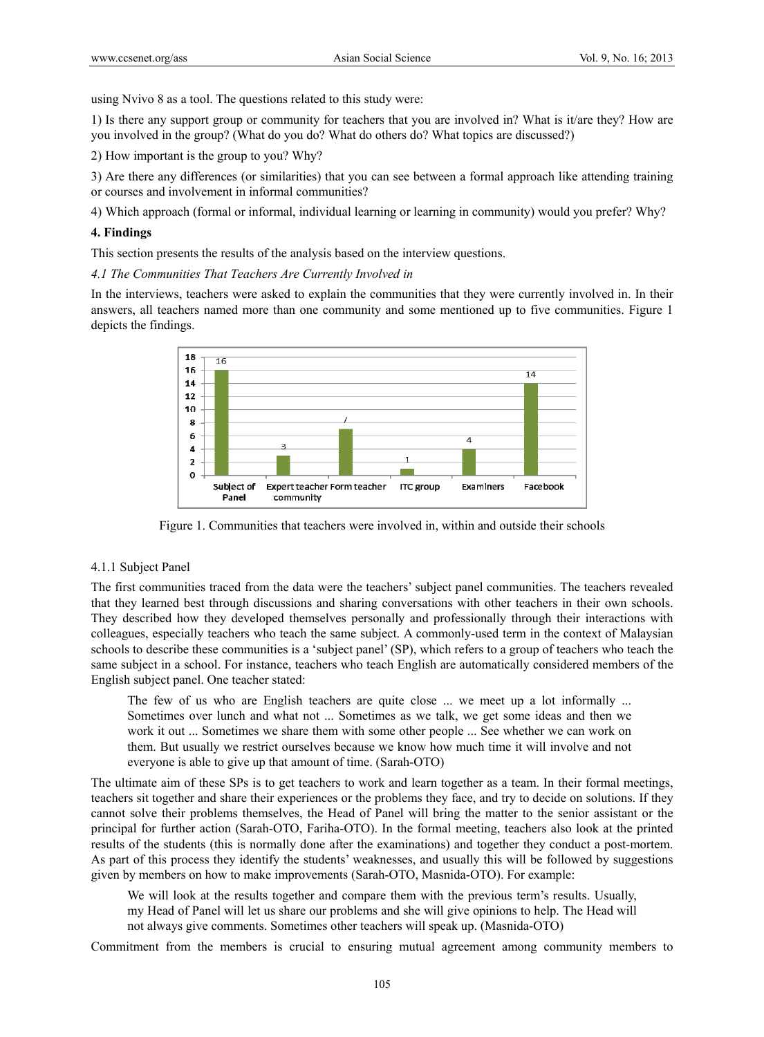using Nvivo 8 as a tool. The questions related to this study were:

1) Is there any support group or community for teachers that you are involved in? What is it/are they? How are you involved in the group? (What do you do? What do others do? What topics are discussed?)

2) How important is the group to you? Why?

3) Are there any differences (or similarities) that you can see between a formal approach like attending training or courses and involvement in informal communities?

4) Which approach (formal or informal, individual learning or learning in community) would you prefer? Why?

## 4. Findings

This section presents the results of the analysis based on the interview questions.

### *4.1 The Communities That Teachers Are Currently Involved in*

In the interviews, teachers were asked to explain the communities that they were currently involved in. In their answers, all teachers named more than one community and some mentioned up to five communities. Figure 1 depicts the findings.

18
16
14
12
10
8
6
4
2
0

16
3
7
1
4
14

Subject of Panel
Expert teacher community
Form teacher
ITC group
Examiners
Facebook

Figure 1. Communities that teachers were involved in, within and outside their schools

#### 4.1.1 Subject Panel

The first communities traced from the data were the teachers' subject panel communities. The teachers revealed that they learned best through discussions and sharing conversations with other teachers in their own schools. They described how they developed themselves personally and professionally through their interactions with colleagues, especially teachers who teach the same subject. A commonly-used term in the context of Malaysian schools to describe these communities is a 'subject panel' (SP), which refers to a group of teachers who teach the same subject in a school. For instance, teachers who teach English are automatically considered members of the English subject panel. One teacher stated:

> The few of us who are English teachers are quite close ... we meet up a lot informally ... Sometimes over lunch and what not ... Sometimes as we talk, we get some ideas and then we work it out ... Sometimes we share them with some other people ... See whether we can work on them. But usually we restrict ourselves because we know how much time it will involve and not everyone is able to give up that amount of time. (Sarah-OTO)

The ultimate aim of these SPs is to get teachers to work and learn together as a team. In their formal meetings, teachers sit together and share their experiences or the problems they face, and try to decide on solutions. If they cannot solve their problems themselves, the Head of Panel will bring the matter to the senior assistant or the principal for further action (Sarah-OTO, Fariha-OTO). In the formal meeting, teachers also look at the printed results of the students (this is normally done after the examinations) and together they conduct a post-mortem. As part of this process they identify the students' weaknesses, and usually this will be followed by suggestions given by members on how to make improvements (Sarah-OTO, Masnida-OTO). For example:

> We will look at the results together and compare them with the previous term's results. Usually, my Head of Panel will let us share our problems and she will give opinions to help. The Head will not always give comments. Sometimes other teachers will speak up. (Masnida-OTO)

Commitment from the members is crucial to ensuring mutual agreement among community members to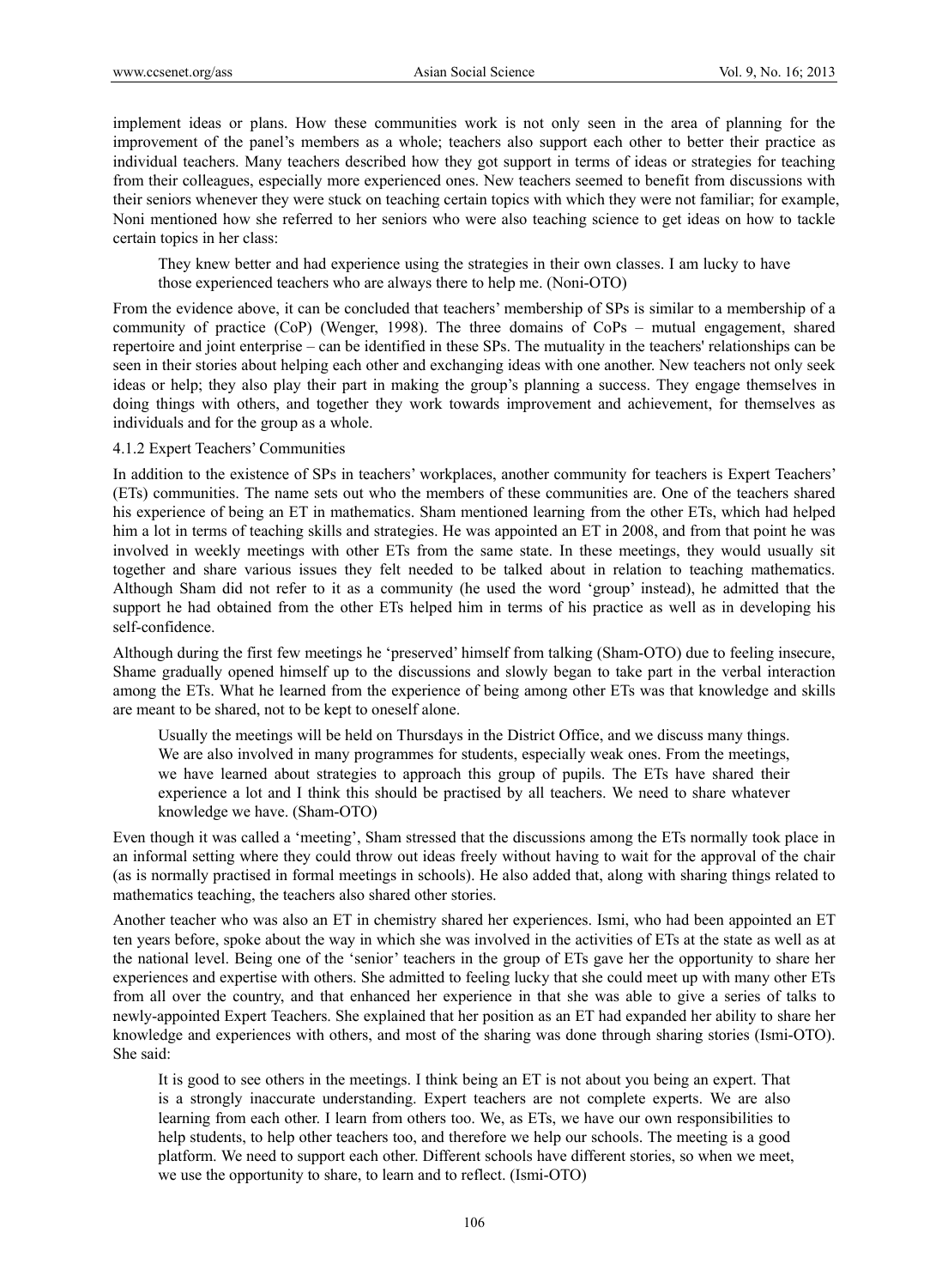implement ideas or plans. How these communities work is not only seen in the area of planning for the improvement of the panel's members as a whole; teachers also support each other to better their practice as individual teachers. Many teachers described how they got support in terms of ideas or strategies for teaching from their colleagues, especially more experienced ones. New teachers seemed to benefit from discussions with their seniors whenever they were stuck on teaching certain topics with which they were not familiar; for example, Noni mentioned how she referred to her seniors who were also teaching science to get ideas on how to tackle certain topics in her class:

> They knew better and had experience using the strategies in their own classes. I am lucky to have those experienced teachers who are always there to help me. (Noni-OTO)

From the evidence above, it can be concluded that teachers' membership of SPs is similar to a membership of a community of practice (CoP) (Wenger, 1998). The three domains of CoPs – mutual engagement, shared repertoire and joint enterprise – can be identified in these SPs. The mutuality in the teachers' relationships can be seen in their stories about helping each other and exchanging ideas with one another. New teachers not only seek ideas or help; they also play their part in making the group's planning a success. They engage themselves in doing things with others, and together they work towards improvement and achievement, for themselves as individuals and for the group as a whole.

#### 4.1.2 Expert Teachers' Communities

In addition to the existence of SPs in teachers' workplaces, another community for teachers is Expert Teachers' (ETs) communities. The name sets out who the members of these communities are. One of the teachers shared his experience of being an ET in mathematics. Sham mentioned learning from the other ETs, which had helped him a lot in terms of teaching skills and strategies. He was appointed an ET in 2008, and from that point he was involved in weekly meetings with other ETs from the same state. In these meetings, they would usually sit together and share various issues they felt needed to be talked about in relation to teaching mathematics. Although Sham did not refer to it as a community (he used the word 'group' instead), he admitted that the support he had obtained from the other ETs helped him in terms of his practice as well as in developing his self-confidence.

Although during the first few meetings he 'preserved' himself from talking (Sham-OTO) due to feeling insecure, Shame gradually opened himself up to the discussions and slowly began to take part in the verbal interaction among the ETs. What he learned from the experience of being among other ETs was that knowledge and skills are meant to be shared, not to be kept to oneself alone.

> Usually the meetings will be held on Thursdays in the District Office, and we discuss many things. We are also involved in many programmes for students, especially weak ones. From the meetings, we have learned about strategies to approach this group of pupils. The ETs have shared their experience a lot and I think this should be practised by all teachers. We need to share whatever knowledge we have. (Sham-OTO)

Even though it was called a 'meeting', Sham stressed that the discussions among the ETs normally took place in an informal setting where they could throw out ideas freely without having to wait for the approval of the chair (as is normally practised in formal meetings in schools). He also added that, along with sharing things related to mathematics teaching, the teachers also shared other stories.

Another teacher who was also an ET in chemistry shared her experiences. Ismi, who had been appointed an ET ten years before, spoke about the way in which she was involved in the activities of ETs at the state as well as at the national level. Being one of the 'senior' teachers in the group of ETs gave her the opportunity to share her experiences and expertise with others. She admitted to feeling lucky that she could meet up with many other ETs from all over the country, and that enhanced her experience in that she was able to give a series of talks to newly-appointed Expert Teachers. She explained that her position as an ET had expanded her ability to share her knowledge and experiences with others, and most of the sharing was done through sharing stories (Ismi-OTO). She said:

> It is good to see others in the meetings. I think being an ET is not about you being an expert. That is a strongly inaccurate understanding. Expert teachers are not complete experts. We are also learning from each other. I learn from others too. We, as ETs, we have our own responsibilities to help students, to help other teachers too, and therefore we help our schools. The meeting is a good platform. We need to support each other. Different schools have different stories, so when we meet, we use the opportunity to share, to learn and to reflect. (Ismi-OTO)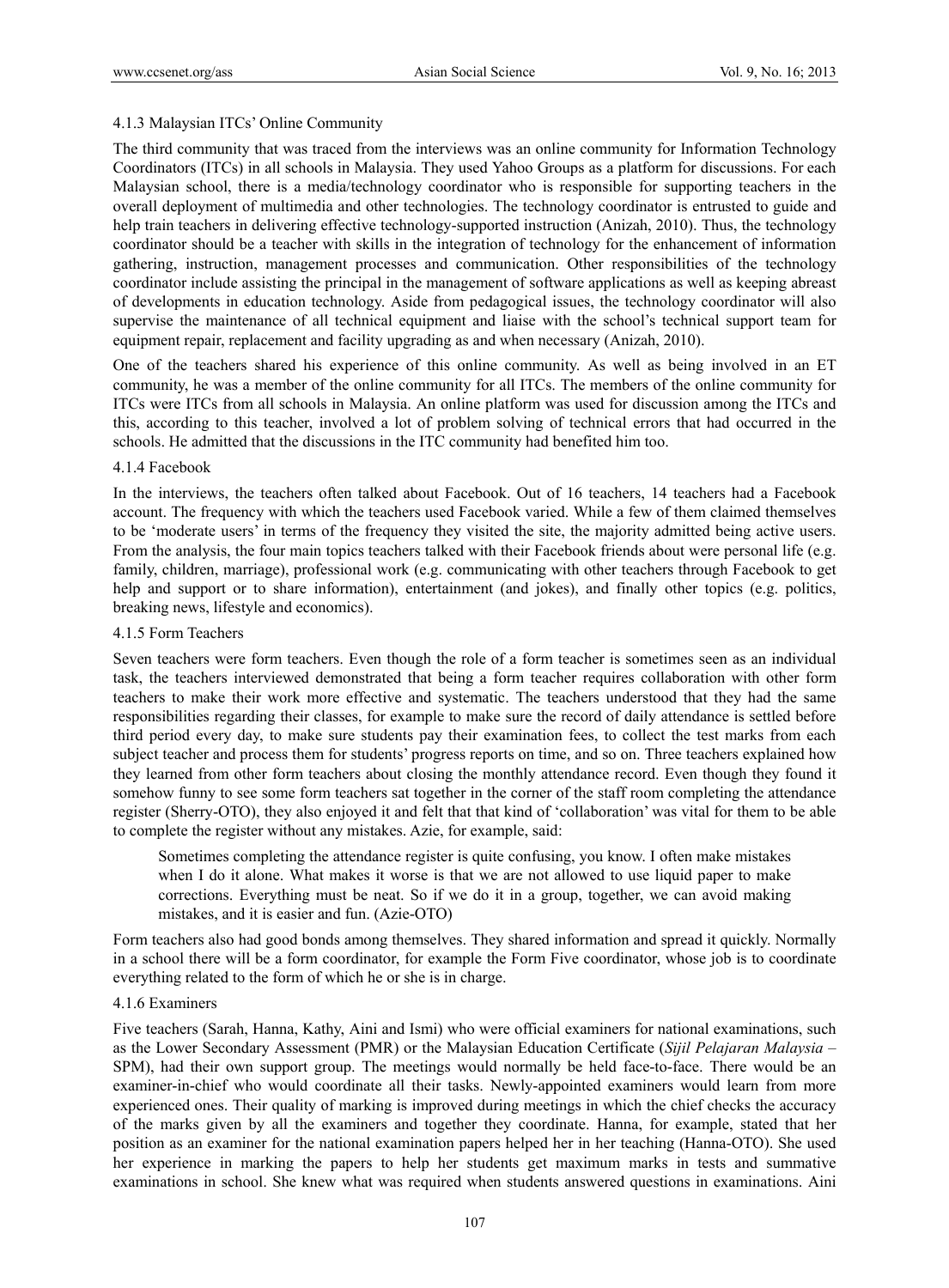#### 4.1.3 Malaysian ITCs' Online Community

The third community that was traced from the interviews was an online community for Information Technology Coordinators (ITCs) in all schools in Malaysia. They used Yahoo Groups as a platform for discussions. For each Malaysian school, there is a media/technology coordinator who is responsible for supporting teachers in the overall deployment of multimedia and other technologies. The technology coordinator is entrusted to guide and help train teachers in delivering effective technology-supported instruction (Anizah, 2010). Thus, the technology coordinator should be a teacher with skills in the integration of technology for the enhancement of information gathering, instruction, management processes and communication. Other responsibilities of the technology coordinator include assisting the principal in the management of software applications as well as keeping abreast of developments in education technology. Aside from pedagogical issues, the technology coordinator will also supervise the maintenance of all technical equipment and liaise with the school's technical support team for equipment repair, replacement and facility upgrading as and when necessary (Anizah, 2010).

One of the teachers shared his experience of this online community. As well as being involved in an ET community, he was a member of the online community for all ITCs. The members of the online community for ITCs were ITCs from all schools in Malaysia. An online platform was used for discussion among the ITCs and this, according to this teacher, involved a lot of problem solving of technical errors that had occurred in the schools. He admitted that the discussions in the ITC community had benefited him too.

#### 4.1.4 Facebook

In the interviews, the teachers often talked about Facebook. Out of 16 teachers, 14 teachers had a Facebook account. The frequency with which the teachers used Facebook varied. While a few of them claimed themselves to be 'moderate users' in terms of the frequency they visited the site, the majority admitted being active users. From the analysis, the four main topics teachers talked with their Facebook friends about were personal life (e.g. family, children, marriage), professional work (e.g. communicating with other teachers through Facebook to get help and support or to share information), entertainment (and jokes), and finally other topics (e.g. politics, breaking news, lifestyle and economics).

#### 4.1.5 Form Teachers

Seven teachers were form teachers. Even though the role of a form teacher is sometimes seen as an individual task, the teachers interviewed demonstrated that being a form teacher requires collaboration with other form teachers to make their work more effective and systematic. The teachers understood that they had the same responsibilities regarding their classes, for example to make sure the record of daily attendance is settled before third period every day, to make sure students pay their examination fees, to collect the test marks from each subject teacher and process them for students' progress reports on time, and so on. Three teachers explained how they learned from other form teachers about closing the monthly attendance record. Even though they found it somehow funny to see some form teachers sat together in the corner of the staff room completing the attendance register (Sherry-OTO), they also enjoyed it and felt that that kind of 'collaboration' was vital for them to be able to complete the register without any mistakes. Azie, for example, said:

> Sometimes completing the attendance register is quite confusing, you know. I often make mistakes when I do it alone. What makes it worse is that we are not allowed to use liquid paper to make corrections. Everything must be neat. So if we do it in a group, together, we can avoid making mistakes, and it is easier and fun. (Azie-OTO)

Form teachers also had good bonds among themselves. They shared information and spread it quickly. Normally in a school there will be a form coordinator, for example the Form Five coordinator, whose job is to coordinate everything related to the form of which he or she is in charge.

#### 4.1.6 Examiners

Five teachers (Sarah, Hanna, Kathy, Aini and Ismi) who were official examiners for national examinations, such as the Lower Secondary Assessment (PMR) or the Malaysian Education Certificate (*Sijil Pelajaran Malaysia* – SPM), had their own support group. The meetings would normally be held face-to-face. There would be an examiner-in-chief who would coordinate all their tasks. Newly-appointed examiners would learn from more experienced ones. Their quality of marking is improved during meetings in which the chief checks the accuracy of the marks given by all the examiners and together they coordinate. Hanna, for example, stated that her position as an examiner for the national examination papers helped her in her teaching (Hanna-OTO). She used her experience in marking the papers to help her students get maximum marks in tests and summative examinations in school. She knew what was required when students answered questions in examinations. Aini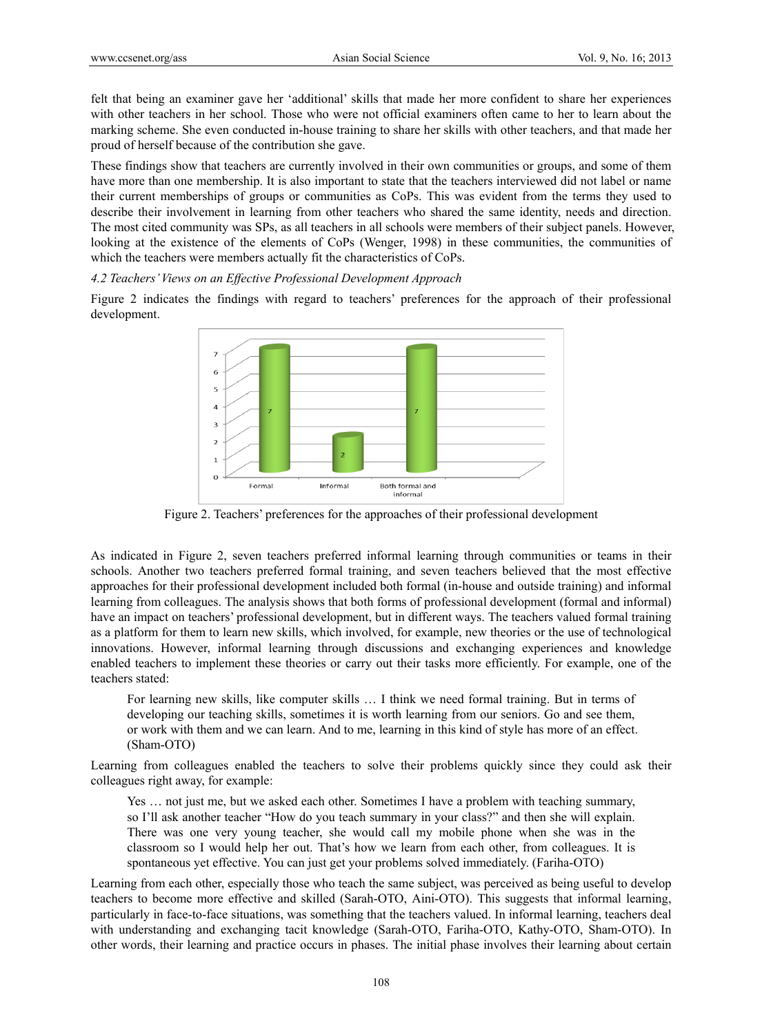felt that being an examiner gave her 'additional' skills that made her more confident to share her experiences with other teachers in her school. Those who were not official examiners often came to her to learn about the marking scheme. She even conducted in-house training to share her skills with other teachers, and that made her proud of herself because of the contribution she gave.

These findings show that teachers are currently involved in their own communities or groups, and some of them have more than one membership. It is also important to state that the teachers interviewed did not label or name their current memberships of groups or communities as CoPs. This was evident from the terms they used to describe their involvement in learning from other teachers who shared the same identity, needs and direction. The most cited community was SPs, as all teachers in all schools were members of their subject panels. However, looking at the existence of the elements of CoPs (Wenger, 1998) in these communities, the communities of which the teachers were members actually fit the characteristics of CoPs.

### *4.2 Teachers' Views on an Effective Professional Development Approach*

Figure 2 indicates the findings with regard to teachers' preferences for the approach of their professional development.

7
6
5
4
3
2
1
0

7
2
7

Formal
Informal
Both formal and informal

Figure 2. Teachers' preferences for the approaches of their professional development

As indicated in Figure 2, seven teachers preferred informal learning through communities or teams in their schools. Another two teachers preferred formal training, and seven teachers believed that the most effective approaches for their professional development included both formal (in-house and outside training) and informal learning from colleagues. The analysis shows that both forms of professional development (formal and informal) have an impact on teachers' professional development, but in different ways. The teachers valued formal training as a platform for them to learn new skills, which involved, for example, new theories or the use of technological innovations. However, informal learning through discussions and exchanging experiences and knowledge enabled teachers to implement these theories or carry out their tasks more efficiently. For example, one of the teachers stated:

> For learning new skills, like computer skills … I think we need formal training. But in terms of developing our teaching skills, sometimes it is worth learning from our seniors. Go and see them, or work with them and we can learn. And to me, learning in this kind of style has more of an effect. (Sham-OTO)

Learning from colleagues enabled the teachers to solve their problems quickly since they could ask their colleagues right away, for example:

> Yes … not just me, but we asked each other. Sometimes I have a problem with teaching summary, so I'll ask another teacher "How do you teach summary in your class?" and then she will explain. There was one very young teacher, she would call my mobile phone when she was in the classroom so I would help her out. That's how we learn from each other, from colleagues. It is spontaneous yet effective. You can just get your problems solved immediately. (Fariha-OTO)

Learning from each other, especially those who teach the same subject, was perceived as being useful to develop teachers to become more effective and skilled (Sarah-OTO, Aini-OTO). This suggests that informal learning, particularly in face-to-face situations, was something that the teachers valued. In informal learning, teachers deal with understanding and exchanging tacit knowledge (Sarah-OTO, Fariha-OTO, Kathy-OTO, Sham-OTO). In other words, their learning and practice occurs in phases. The initial phase involves their learning about certain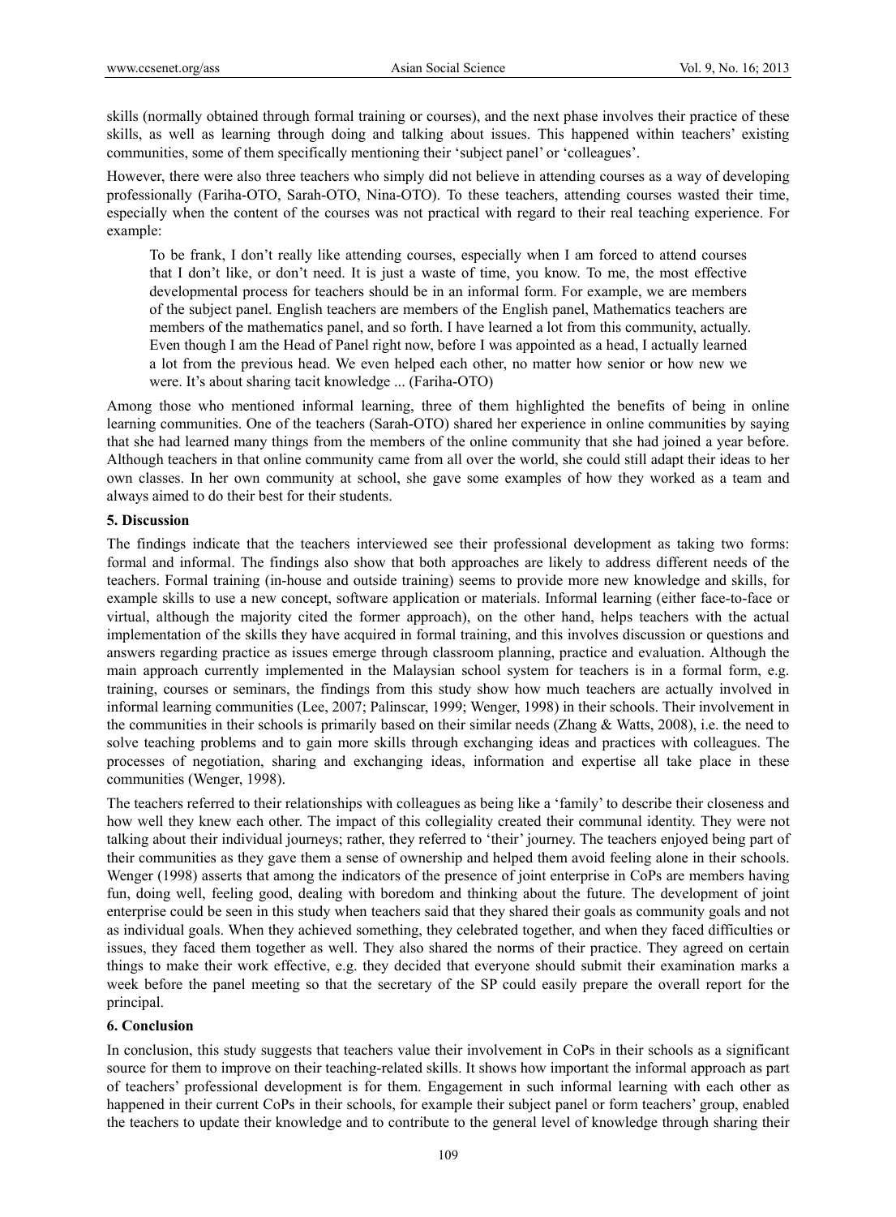skills (normally obtained through formal training or courses), and the next phase involves their practice of these skills, as well as learning through doing and talking about issues. This happened within teachers' existing communities, some of them specifically mentioning their 'subject panel' or 'colleagues'.

However, there were also three teachers who simply did not believe in attending courses as a way of developing professionally (Fariha-OTO, Sarah-OTO, Nina-OTO). To these teachers, attending courses wasted their time, especially when the content of the courses was not practical with regard to their real teaching experience. For example:

> To be frank, I don't really like attending courses, especially when I am forced to attend courses that I don't like, or don't need. It is just a waste of time, you know. To me, the most effective developmental process for teachers should be in an informal form. For example, we are members of the subject panel. English teachers are members of the English panel, Mathematics teachers are members of the mathematics panel, and so forth. I have learned a lot from this community, actually. Even though I am the Head of Panel right now, before I was appointed as a head, I actually learned a lot from the previous head. We even helped each other, no matter how senior or how new we were. It's about sharing tacit knowledge ... (Fariha-OTO)

Among those who mentioned informal learning, three of them highlighted the benefits of being in online learning communities. One of the teachers (Sarah-OTO) shared her experience in online communities by saying that she had learned many things from the members of the online community that she had joined a year before. Although teachers in that online community came from all over the world, she could still adapt their ideas to her own classes. In her own community at school, she gave some examples of how they worked as a team and always aimed to do their best for their students.

## 5. Discussion

The findings indicate that the teachers interviewed see their professional development as taking two forms: formal and informal. The findings also show that both approaches are likely to address different needs of the teachers. Formal training (in-house and outside training) seems to provide more new knowledge and skills, for example skills to use a new concept, software application or materials. Informal learning (either face-to-face or virtual, although the majority cited the former approach), on the other hand, helps teachers with the actual implementation of the skills they have acquired in formal training, and this involves discussion or questions and answers regarding practice as issues emerge through classroom planning, practice and evaluation. Although the main approach currently implemented in the Malaysian school system for teachers is in a formal form, e.g. training, courses or seminars, the findings from this study show how much teachers are actually involved in informal learning communities (Lee, 2007; Palinscar, 1999; Wenger, 1998) in their schools. Their involvement in the communities in their schools is primarily based on their similar needs (Zhang & Watts, 2008), i.e. the need to solve teaching problems and to gain more skills through exchanging ideas and practices with colleagues. The processes of negotiation, sharing and exchanging ideas, information and expertise all take place in these communities (Wenger, 1998).

The teachers referred to their relationships with colleagues as being like a 'family' to describe their closeness and how well they knew each other. The impact of this collegiality created their communal identity. They were not talking about their individual journeys; rather, they referred to 'their' journey. The teachers enjoyed being part of their communities as they gave them a sense of ownership and helped them avoid feeling alone in their schools. Wenger (1998) asserts that among the indicators of the presence of joint enterprise in CoPs are members having fun, doing well, feeling good, dealing with boredom and thinking about the future. The development of joint enterprise could be seen in this study when teachers said that they shared their goals as community goals and not as individual goals. When they achieved something, they celebrated together, and when they faced difficulties or issues, they faced them together as well. They also shared the norms of their practice. They agreed on certain things to make their work effective, e.g. they decided that everyone should submit their examination marks a week before the panel meeting so that the secretary of the SP could easily prepare the overall report for the principal.

## 6. Conclusion

In conclusion, this study suggests that teachers value their involvement in CoPs in their schools as a significant source for them to improve on their teaching-related skills. It shows how important the informal approach as part of teachers' professional development is for them. Engagement in such informal learning with each other as happened in their current CoPs in their schools, for example their subject panel or form teachers' group, enabled the teachers to update their knowledge and to contribute to the general level of knowledge through sharing their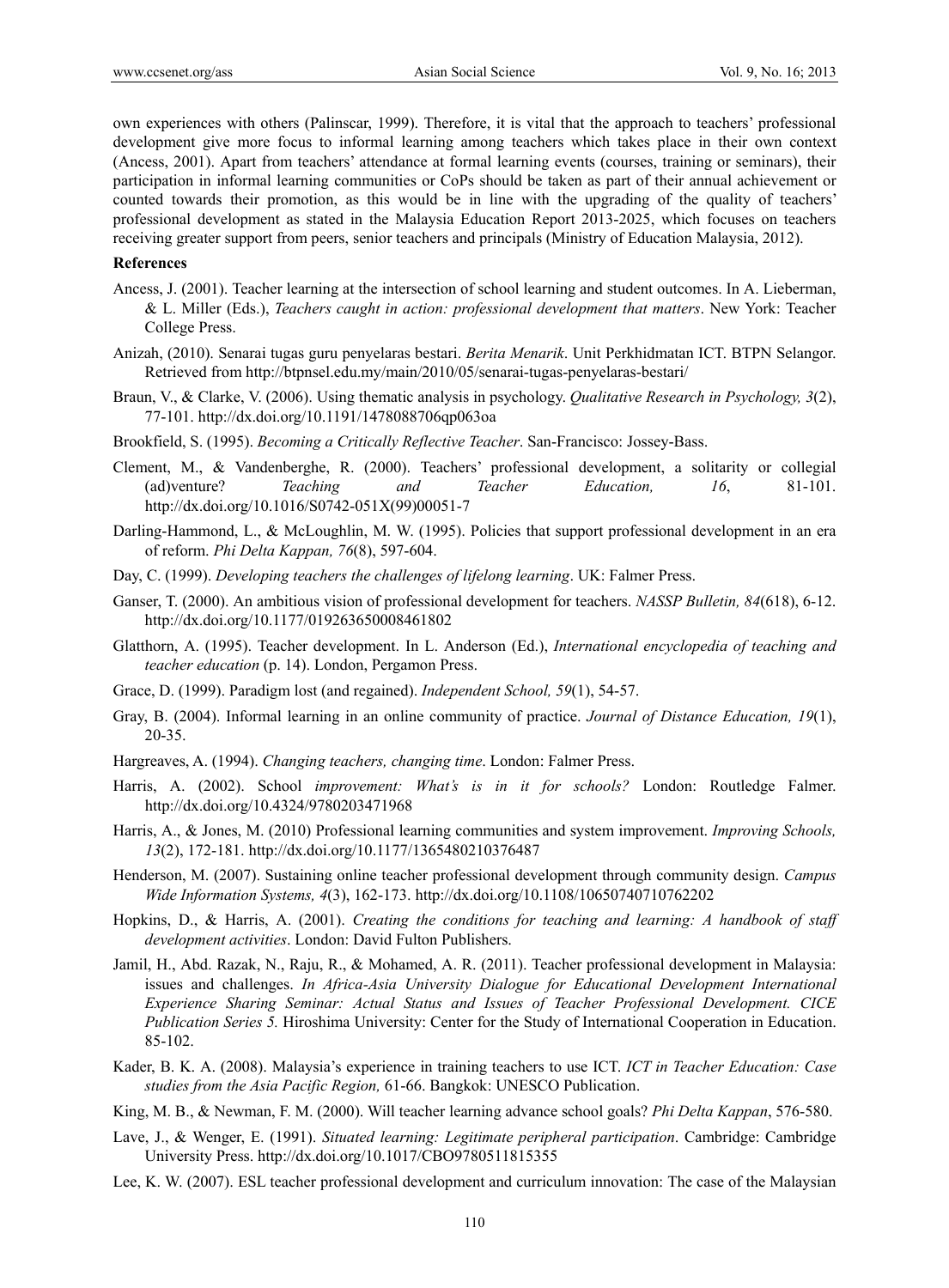own experiences with others (Palinscar, 1999). Therefore, it is vital that the approach to teachers' professional development give more focus to informal learning among teachers which takes place in their own context (Ancess, 2001). Apart from teachers' attendance at formal learning events (courses, training or seminars), their participation in informal learning communities or CoPs should be taken as part of their annual achievement or counted towards their promotion, as this would be in line with the upgrading of the quality of teachers' professional development as stated in the Malaysia Education Report 2013-2025, which focuses on teachers receiving greater support from peers, senior teachers and principals (Ministry of Education Malaysia, 2012).

**References**

Ancess, J. (2001). Teacher learning at the intersection of school learning and student outcomes. In A. Lieberman, & L. Miller (Eds.), *Teachers caught in action: professional development that matters*. New York: Teacher College Press.

Anizah, (2010). Senarai tugas guru penyelaras bestari. *Berita Menarik*. Unit Perkhidmatan ICT. BTPN Selangor. Retrieved from http://btpnsel.edu.my/main/2010/05/senarai-tugas-penyelaras-bestari/

Braun, V., & Clarke, V. (2006). Using thematic analysis in psychology. *Qualitative Research in Psychology, 3*(2), 77-101. http://dx.doi.org/10.1191/1478088706qp063oa

Brookfield, S. (1995). *Becoming a Critically Reflective Teacher*. San-Francisco: Jossey-Bass.

Clement, M., & Vandenberghe, R. (2000). Teachers' professional development, a solitarity or collegial (ad)venture? *Teaching and Teacher Education, 16*, 81-101. http://dx.doi.org/10.1016/S0742-051X(99)00051-7

Darling-Hammond, L., & McLoughlin, M. W. (1995). Policies that support professional development in an era of reform. *Phi Delta Kappan, 76*(8), 597-604.

Day, C. (1999). *Developing teachers the challenges of lifelong learning*. UK: Falmer Press.

Ganser, T. (2000). An ambitious vision of professional development for teachers. *NASSP Bulletin, 84*(618), 6-12. http://dx.doi.org/10.1177/019263650008461802

Glatthorn, A. (1995). Teacher development. In L. Anderson (Ed.), *International encyclopedia of teaching and teacher education* (p. 14). London, Pergamon Press.

Grace, D. (1999). Paradigm lost (and regained). *Independent School, 59*(1), 54-57.

Gray, B. (2004). Informal learning in an online community of practice. *Journal of Distance Education, 19*(1), 20-35.

Hargreaves, A. (1994). *Changing teachers, changing time*. London: Falmer Press.

Harris, A. (2002). School *improvement: What's is in it for schools?* London: Routledge Falmer. http://dx.doi.org/10.4324/9780203471968

Harris, A., & Jones, M. (2010) Professional learning communities and system improvement. *Improving Schools, 13*(2), 172-181. http://dx.doi.org/10.1177/1365480210376487

Henderson, M. (2007). Sustaining online teacher professional development through community design. *Campus Wide Information Systems, 4*(3), 162-173. http://dx.doi.org/10.1108/10650740710762202

Hopkins, D., & Harris, A. (2001). *Creating the conditions for teaching and learning: A handbook of staff development activities*. London: David Fulton Publishers.

Jamil, H., Abd. Razak, N., Raju, R., & Mohamed, A. R. (2011). Teacher professional development in Malaysia: issues and challenges. *In Africa-Asia University Dialogue for Educational Development International Experience Sharing Seminar: Actual Status and Issues of Teacher Professional Development. CICE Publication Series 5.* Hiroshima University: Center for the Study of International Cooperation in Education. 85-102.

Kader, B. K. A. (2008). Malaysia's experience in training teachers to use ICT. *ICT in Teacher Education: Case studies from the Asia Pacific Region,* 61-66. Bangkok: UNESCO Publication.

King, M. B., & Newman, F. M. (2000). Will teacher learning advance school goals? *Phi Delta Kappan*, 576-580.

Lave, J., & Wenger, E. (1991). *Situated learning: Legitimate peripheral participation*. Cambridge: Cambridge University Press. http://dx.doi.org/10.1017/CBO9780511815355

Lee, K. W. (2007). ESL teacher professional development and curriculum innovation: The case of the Malaysian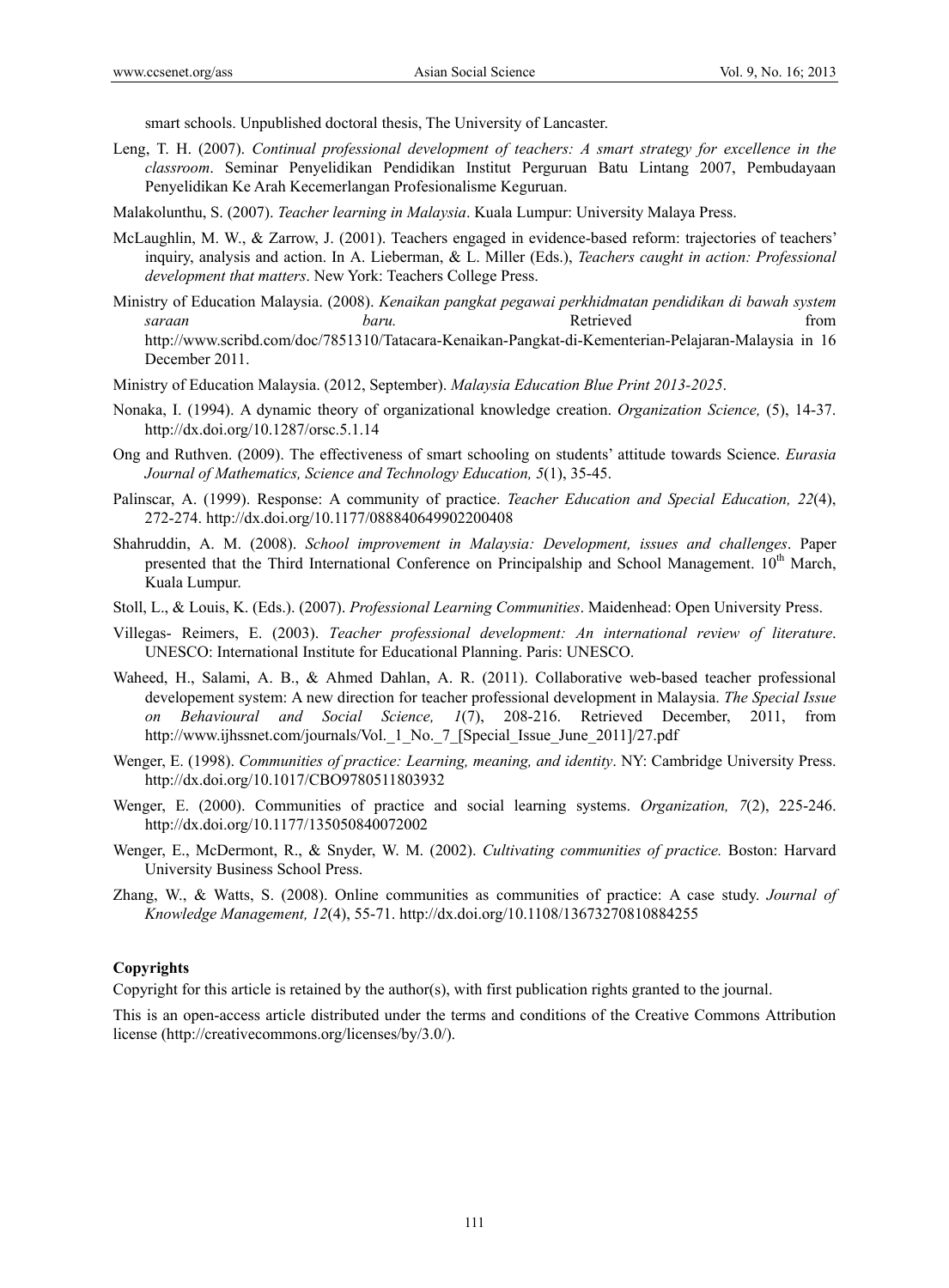smart schools. Unpublished doctoral thesis, The University of Lancaster.

Leng, T. H. (2007). *Continual professional development of teachers: A smart strategy for excellence in the classroom*. Seminar Penyelidikan Pendidikan Institut Perguruan Batu Lintang 2007, Pembudayaan Penyelidikan Ke Arah Kecemerlangan Profesionalisme Keguruan.

Malakolunthu, S. (2007). *Teacher learning in Malaysia*. Kuala Lumpur: University Malaya Press.

McLaughlin, M. W., & Zarrow, J. (2001). Teachers engaged in evidence-based reform: trajectories of teachers' inquiry, analysis and action. In A. Lieberman, & L. Miller (Eds.), *Teachers caught in action: Professional development that matters*. New York: Teachers College Press.

Ministry of Education Malaysia. (2008). *Kenaikan pangkat pegawai perkhidmatan pendidikan di bawah system saraan baru.* Retrieved from http://www.scribd.com/doc/7851310/Tatacara-Kenaikan-Pangkat-di-Kementerian-Pelajaran-Malaysia in 16 December 2011.

Ministry of Education Malaysia. (2012, September). *Malaysia Education Blue Print 2013-2025*.

Nonaka, I. (1994). A dynamic theory of organizational knowledge creation. *Organization Science,* (5), 14-37. http://dx.doi.org/10.1287/orsc.5.1.14

Ong and Ruthven. (2009). The effectiveness of smart schooling on students' attitude towards Science. *Eurasia Journal of Mathematics, Science and Technology Education, 5*(1), 35-45.

Palinscar, A. (1999). Response: A community of practice. *Teacher Education and Special Education, 22*(4), 272-274. http://dx.doi.org/10.1177/088840649902200408

Shahruddin, A. M. (2008). *School improvement in Malaysia: Development, issues and challenges*. Paper presented that the Third International Conference on Principalship and School Management. 10th March, Kuala Lumpur.

Stoll, L., & Louis, K. (Eds.). (2007). *Professional Learning Communities*. Maidenhead: Open University Press.

Villegas- Reimers, E. (2003). *Teacher professional development: An international review of literature*. UNESCO: International Institute for Educational Planning. Paris: UNESCO.

Waheed, H., Salami, A. B., & Ahmed Dahlan, A. R. (2011). Collaborative web-based teacher professional developement system: A new direction for teacher professional development in Malaysia. *The Special Issue on Behavioural and Social Science, 1*(7), 208-216. Retrieved December, 2011, from http://www.ijhssnet.com/journals/Vol._1_No._7_[Special_Issue_June_2011]/27.pdf

Wenger, E. (1998). *Communities of practice: Learning, meaning, and identity*. NY: Cambridge University Press. http://dx.doi.org/10.1017/CBO9780511803932

Wenger, E. (2000). Communities of practice and social learning systems. *Organization, 7*(2), 225-246. http://dx.doi.org/10.1177/135050840072002

Wenger, E., McDermont, R., & Snyder, W. M. (2002). *Cultivating communities of practice.* Boston: Harvard University Business School Press.

Zhang, W., & Watts, S. (2008). Online communities as communities of practice: A case study. *Journal of Knowledge Management, 12*(4), 55-71. http://dx.doi.org/10.1108/13673270810884255

**Copyrights**

Copyright for this article is retained by the author(s), with first publication rights granted to the journal.

This is an open-access article distributed under the terms and conditions of the Creative Commons Attribution license (http://creativecommons.org/licenses/by/3.0/).